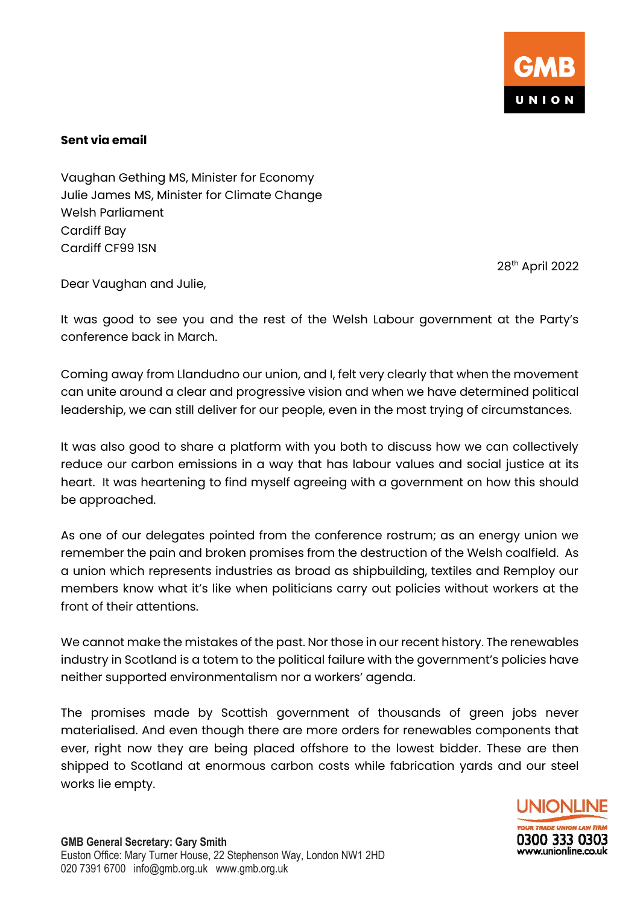**Sent via email**

Vaughan Gething MS, Minister for Economy
Julie James MS, Minister for Climate Change
Welsh Parliament
Cardiff Bay
Cardiff CF99 1SN

28th April 2022

Dear Vaughan and Julie,

It was good to see you and the rest of the Welsh Labour government at the Party's conference back in March.

Coming away from Llandudno our union, and I, felt very clearly that when the movement can unite around a clear and progressive vision and when we have determined political leadership, we can still deliver for our people, even in the most trying of circumstances.

It was also good to share a platform with you both to discuss how we can collectively reduce our carbon emissions in a way that has labour values and social justice at its heart. It was heartening to find myself agreeing with a government on how this should be approached.

As one of our delegates pointed from the conference rostrum; as an energy union we remember the pain and broken promises from the destruction of the Welsh coalfield. As a union which represents industries as broad as shipbuilding, textiles and Remploy our members know what it's like when politicians carry out policies without workers at the front of their attentions.

We cannot make the mistakes of the past. Nor those in our recent history. The renewables industry in Scotland is a totem to the political failure with the government's policies have neither supported environmentalism nor a workers' agenda.

The promises made by Scottish government of thousands of green jobs never materialised. And even though there are more orders for renewables components that ever, right now they are being placed offshore to the lowest bidder. These are then shipped to Scotland at enormous carbon costs while fabrication yards and our steel works lie empty.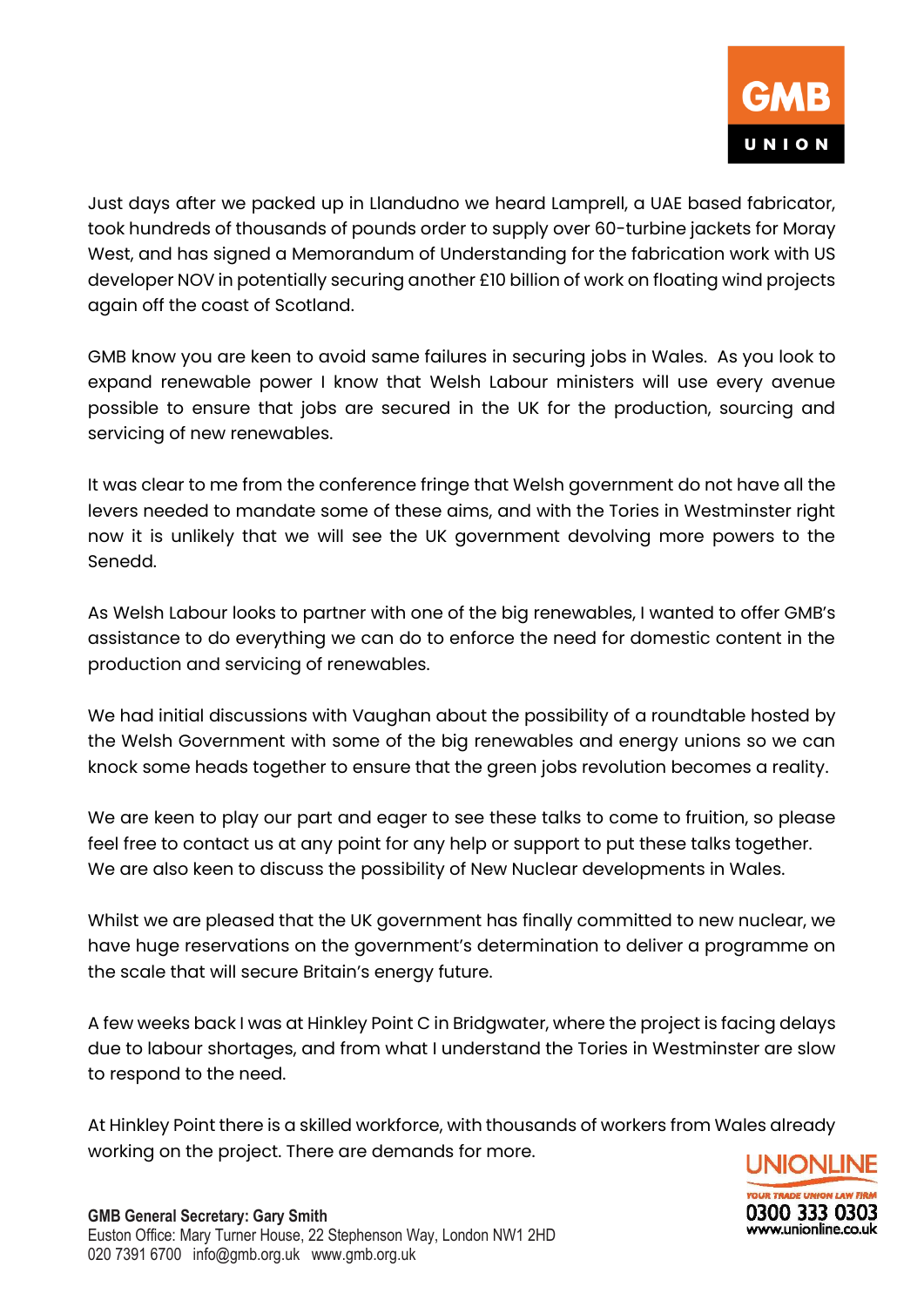Just days after we packed up in Llandudno we heard Lamprell, a UAE based fabricator, took hundreds of thousands of pounds order to supply over 60-turbine jackets for Moray West, and has signed a Memorandum of Understanding for the fabrication work with US developer NOV in potentially securing another £10 billion of work on floating wind projects again off the coast of Scotland.

GMB know you are keen to avoid same failures in securing jobs in Wales. As you look to expand renewable power I know that Welsh Labour ministers will use every avenue possible to ensure that jobs are secured in the UK for the production, sourcing and servicing of new renewables.

It was clear to me from the conference fringe that Welsh government do not have all the levers needed to mandate some of these aims, and with the Tories in Westminster right now it is unlikely that we will see the UK government devolving more powers to the Senedd.

As Welsh Labour looks to partner with one of the big renewables, I wanted to offer GMB's assistance to do everything we can do to enforce the need for domestic content in the production and servicing of renewables.

We had initial discussions with Vaughan about the possibility of a roundtable hosted by the Welsh Government with some of the big renewables and energy unions so we can knock some heads together to ensure that the green jobs revolution becomes a reality.

We are keen to play our part and eager to see these talks to come to fruition, so please feel free to contact us at any point for any help or support to put these talks together. We are also keen to discuss the possibility of New Nuclear developments in Wales.

Whilst we are pleased that the UK government has finally committed to new nuclear, we have huge reservations on the government's determination to deliver a programme on the scale that will secure Britain's energy future.

A few weeks back I was at Hinkley Point C in Bridgwater, where the project is facing delays due to labour shortages, and from what I understand the Tories in Westminster are slow to respond to the need.

At Hinkley Point there is a skilled workforce, with thousands of workers from Wales already working on the project. There are demands for more.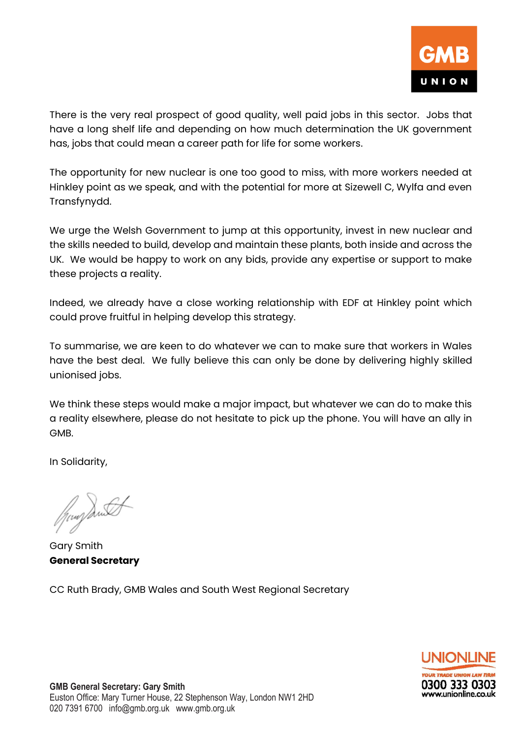There is the very real prospect of good quality, well paid jobs in this sector. Jobs that have a long shelf life and depending on how much determination the UK government has, jobs that could mean a career path for life for some workers.

The opportunity for new nuclear is one too good to miss, with more workers needed at Hinkley point as we speak, and with the potential for more at Sizewell C, Wylfa and even Transfynydd.

We urge the Welsh Government to jump at this opportunity, invest in new nuclear and the skills needed to build, develop and maintain these plants, both inside and across the UK. We would be happy to work on any bids, provide any expertise or support to make these projects a reality.

Indeed, we already have a close working relationship with EDF at Hinkley point which could prove fruitful in helping develop this strategy.

To summarise, we are keen to do whatever we can to make sure that workers in Wales have the best deal. We fully believe this can only be done by delivering highly skilled unionised jobs.

We think these steps would make a major impact, but whatever we can do to make this a reality elsewhere, please do not hesitate to pick up the phone. You will have an ally in GMB.

In Solidarity,

Gary Smith
**General Secretary**

CC Ruth Brady, GMB Wales and South West Regional Secretary

**GMB General Secretary: Gary Smith**
Euston Office: Mary Turner House, 22 Stephenson Way, London NW1 2HD
020 7391 6700 info@gmb.org.uk www.gmb.org.uk

UNIONLINE
YOUR TRADE UNION LAW FIRM
0300 333 0303
www.unionline.co.uk